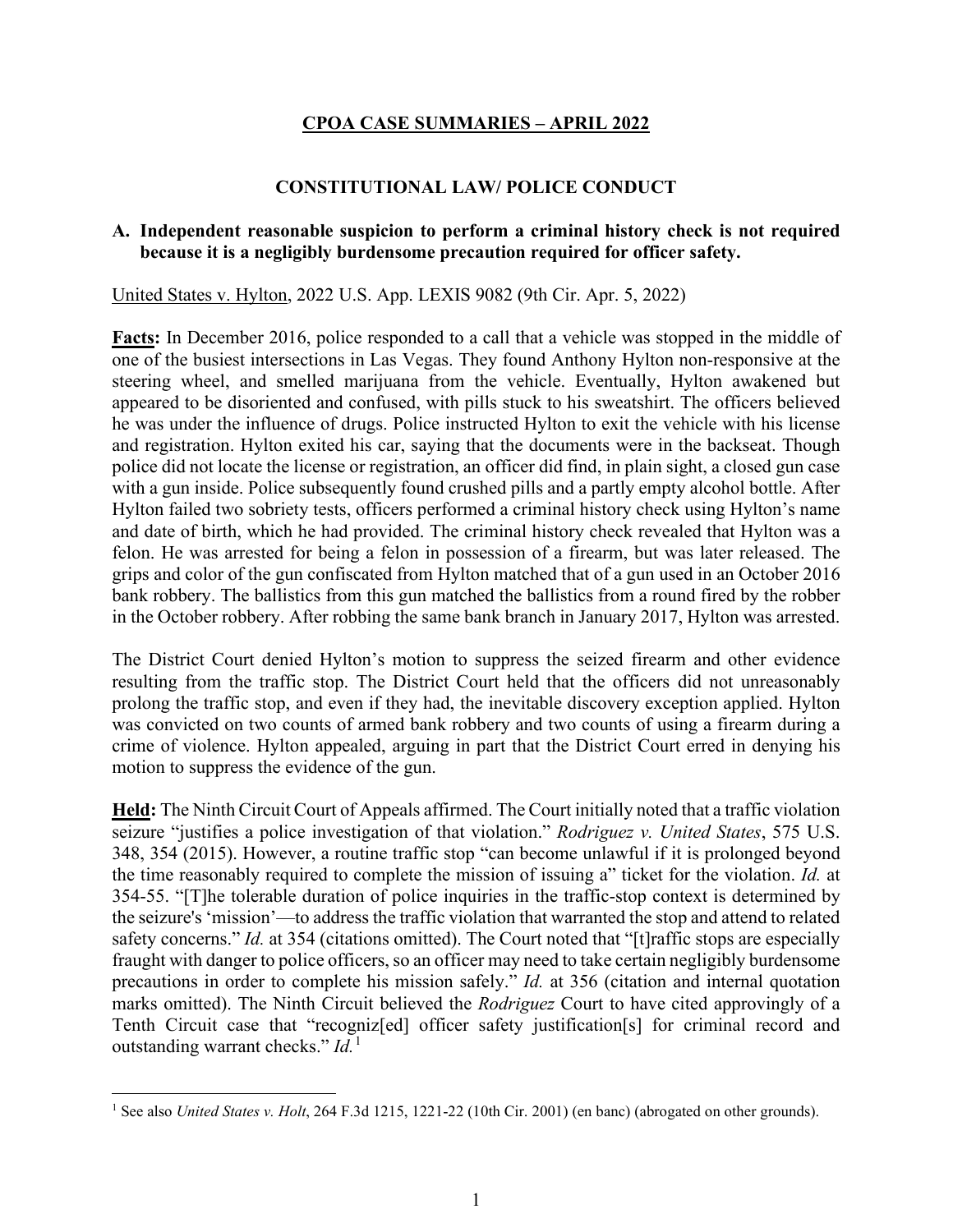# CPOA CASE SUMMARIES – APRIL 2022

## CONSTITUTIONAL LAW/ POLICE CONDUCT

### A. Independent reasonable suspicion to perform a criminal history check is not required because it is a negligibly burdensome precaution required for officer safety.

United States v. Hylton, 2022 U.S. App. LEXIS 9082 (9th Cir. Apr. 5, 2022)

**Facts:** In December 2016, police responded to a call that a vehicle was stopped in the middle of one of the busiest intersections in Las Vegas. They found Anthony Hylton non-responsive at the steering wheel, and smelled marijuana from the vehicle. Eventually, Hylton awakened but appeared to be disoriented and confused, with pills stuck to his sweatshirt. The officers believed he was under the influence of drugs. Police instructed Hylton to exit the vehicle with his license and registration. Hylton exited his car, saying that the documents were in the backseat. Though police did not locate the license or registration, an officer did find, in plain sight, a closed gun case with a gun inside. Police subsequently found crushed pills and a partly empty alcohol bottle. After Hylton failed two sobriety tests, officers performed a criminal history check using Hylton's name and date of birth, which he had provided. The criminal history check revealed that Hylton was a felon. He was arrested for being a felon in possession of a firearm, but was later released. The grips and color of the gun confiscated from Hylton matched that of a gun used in an October 2016 bank robbery. The ballistics from this gun matched the ballistics from a round fired by the robber in the October robbery. After robbing the same bank branch in January 2017, Hylton was arrested.

The District Court denied Hylton's motion to suppress the seized firearm and other evidence resulting from the traffic stop. The District Court held that the officers did not unreasonably prolong the traffic stop, and even if they had, the inevitable discovery exception applied. Hylton was convicted on two counts of armed bank robbery and two counts of using a firearm during a crime of violence. Hylton appealed, arguing in part that the District Court erred in denying his motion to suppress the evidence of the gun.

**Held:** The Ninth Circuit Court of Appeals affirmed. The Court initially noted that a traffic violation seizure "justifies a police investigation of that violation." *Rodriguez v. United States*, 575 U.S. 348, 354 (2015). However, a routine traffic stop "can become unlawful if it is prolonged beyond the time reasonably required to complete the mission of issuing a" ticket for the violation. *Id.* at 354-55. "[T]he tolerable duration of police inquiries in the traffic-stop context is determined by the seizure's 'mission'—to address the traffic violation that warranted the stop and attend to related safety concerns." *Id.* at 354 (citations omitted). The Court noted that "[t]raffic stops are especially fraught with danger to police officers, so an officer may need to take certain negligibly burdensome precautions in order to complete his mission safely." *Id.* at 356 (citation and internal quotation marks omitted). The Ninth Circuit believed the *Rodriguez* Court to have cited approvingly of a Tenth Circuit case that "recogniz[ed] officer safety justification[s] for criminal record and outstanding warrant checks." *Id.*[1]

---

[1] See also *United States v. Holt*, 264 F.3d 1215, 1221-22 (10th Cir. 2001) (en banc) (abrogated on other grounds).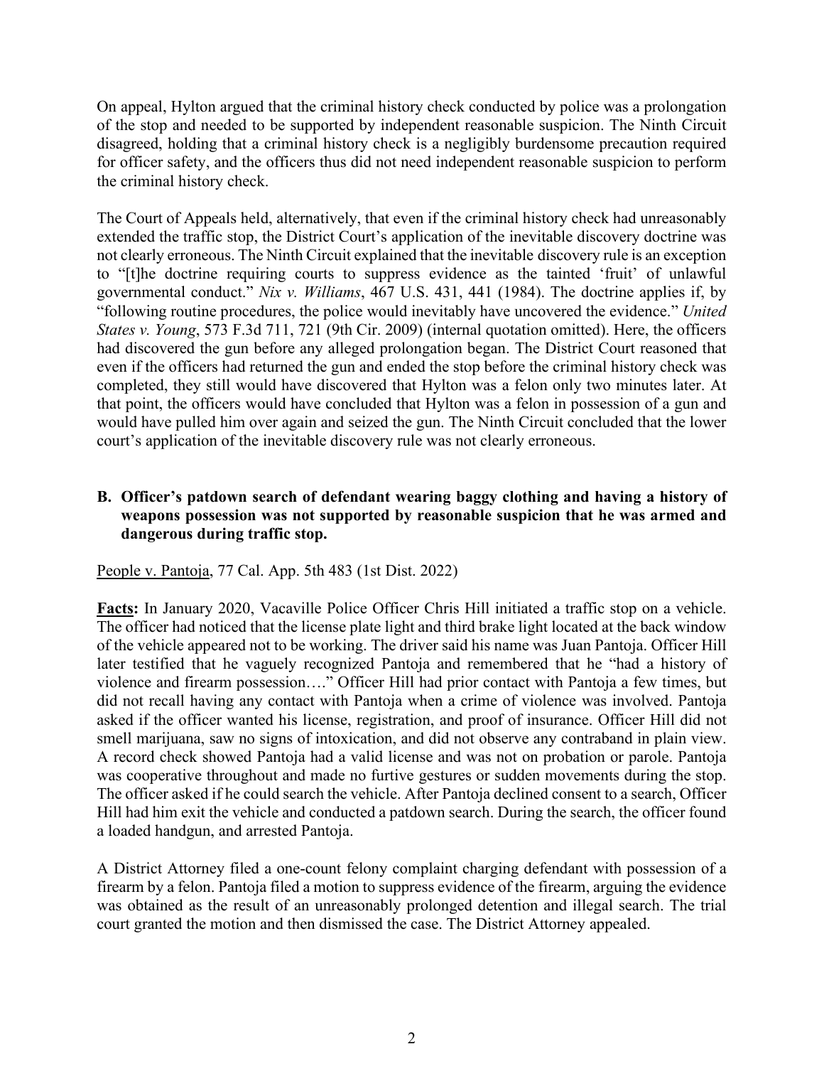On appeal, Hylton argued that the criminal history check conducted by police was a prolongation of the stop and needed to be supported by independent reasonable suspicion. The Ninth Circuit disagreed, holding that a criminal history check is a negligibly burdensome precaution required for officer safety, and the officers thus did not need independent reasonable suspicion to perform the criminal history check.

The Court of Appeals held, alternatively, that even if the criminal history check had unreasonably extended the traffic stop, the District Court's application of the inevitable discovery doctrine was not clearly erroneous. The Ninth Circuit explained that the inevitable discovery rule is an exception to "[t]he doctrine requiring courts to suppress evidence as the tainted 'fruit' of unlawful governmental conduct." *Nix v. Williams*, 467 U.S. 431, 441 (1984). The doctrine applies if, by "following routine procedures, the police would inevitably have uncovered the evidence." *United States v. Young*, 573 F.3d 711, 721 (9th Cir. 2009) (internal quotation omitted). Here, the officers had discovered the gun before any alleged prolongation began. The District Court reasoned that even if the officers had returned the gun and ended the stop before the criminal history check was completed, they still would have discovered that Hylton was a felon only two minutes later. At that point, the officers would have concluded that Hylton was a felon in possession of a gun and would have pulled him over again and seized the gun. The Ninth Circuit concluded that the lower court's application of the inevitable discovery rule was not clearly erroneous.

### B. Officer's patdown search of defendant wearing baggy clothing and having a history of weapons possession was not supported by reasonable suspicion that he was armed and dangerous during traffic stop.

People v. Pantoja, 77 Cal. App. 5th 483 (1st Dist. 2022)

**Facts:** In January 2020, Vacaville Police Officer Chris Hill initiated a traffic stop on a vehicle. The officer had noticed that the license plate light and third brake light located at the back window of the vehicle appeared not to be working. The driver said his name was Juan Pantoja. Officer Hill later testified that he vaguely recognized Pantoja and remembered that he "had a history of violence and firearm possession…." Officer Hill had prior contact with Pantoja a few times, but did not recall having any contact with Pantoja when a crime of violence was involved. Pantoja asked if the officer wanted his license, registration, and proof of insurance. Officer Hill did not smell marijuana, saw no signs of intoxication, and did not observe any contraband in plain view. A record check showed Pantoja had a valid license and was not on probation or parole. Pantoja was cooperative throughout and made no furtive gestures or sudden movements during the stop. The officer asked if he could search the vehicle. After Pantoja declined consent to a search, Officer Hill had him exit the vehicle and conducted a patdown search. During the search, the officer found a loaded handgun, and arrested Pantoja.

A District Attorney filed a one-count felony complaint charging defendant with possession of a firearm by a felon. Pantoja filed a motion to suppress evidence of the firearm, arguing the evidence was obtained as the result of an unreasonably prolonged detention and illegal search. The trial court granted the motion and then dismissed the case. The District Attorney appealed.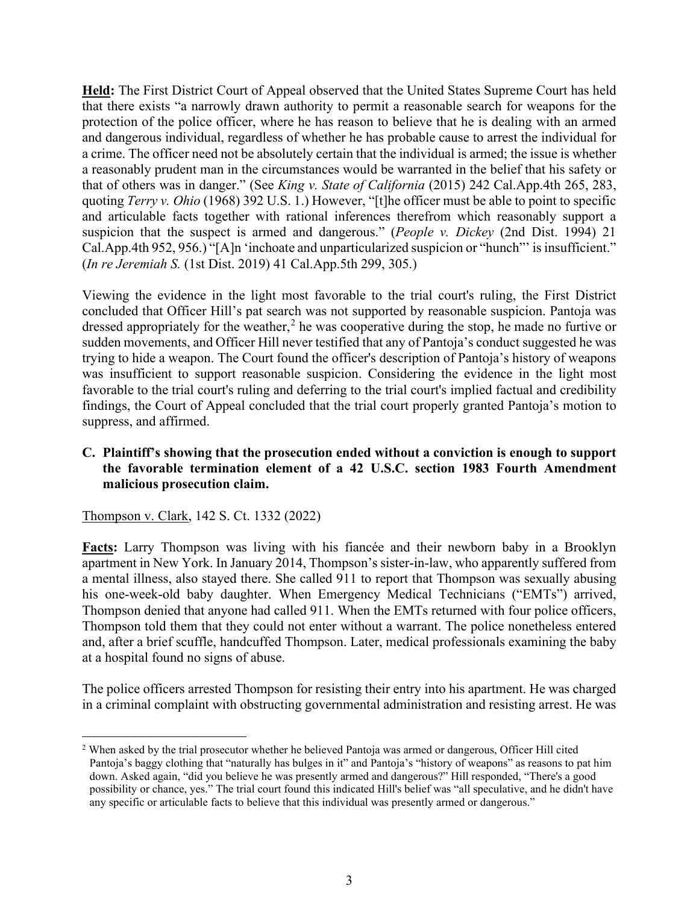**Held:** The First District Court of Appeal observed that the United States Supreme Court has held that there exists "a narrowly drawn authority to permit a reasonable search for weapons for the protection of the police officer, where he has reason to believe that he is dealing with an armed and dangerous individual, regardless of whether he has probable cause to arrest the individual for a crime. The officer need not be absolutely certain that the individual is armed; the issue is whether a reasonably prudent man in the circumstances would be warranted in the belief that his safety or that of others was in danger." (See *King v. State of California* (2015) 242 Cal.App.4th 265, 283, quoting *Terry v. Ohio* (1968) 392 U.S. 1.) However, "[t]he officer must be able to point to specific and articulable facts together with rational inferences therefrom which reasonably support a suspicion that the suspect is armed and dangerous." (*People v. Dickey* (2nd Dist. 1994) 21 Cal.App.4th 952, 956.) "[A]n 'inchoate and unparticularized suspicion or "hunch"' is insufficient." (*In re Jeremiah S.* (1st Dist. 2019) 41 Cal.App.5th 299, 305.)

Viewing the evidence in the light most favorable to the trial court's ruling, the First District concluded that Officer Hill's pat search was not supported by reasonable suspicion. Pantoja was dressed appropriately for the weather,[2] he was cooperative during the stop, he made no furtive or sudden movements, and Officer Hill never testified that any of Pantoja's conduct suggested he was trying to hide a weapon. The Court found the officer's description of Pantoja's history of weapons was insufficient to support reasonable suspicion. Considering the evidence in the light most favorable to the trial court's ruling and deferring to the trial court's implied factual and credibility findings, the Court of Appeal concluded that the trial court properly granted Pantoja's motion to suppress, and affirmed.

**C. Plaintiff's showing that the prosecution ended without a conviction is enough to support the favorable termination element of a 42 U.S.C. section 1983 Fourth Amendment malicious prosecution claim.**

Thompson v. Clark, 142 S. Ct. 1332 (2022)

**Facts:** Larry Thompson was living with his fiancée and their newborn baby in a Brooklyn apartment in New York. In January 2014, Thompson's sister-in-law, who apparently suffered from a mental illness, also stayed there. She called 911 to report that Thompson was sexually abusing his one-week-old baby daughter. When Emergency Medical Technicians ("EMTs") arrived, Thompson denied that anyone had called 911. When the EMTs returned with four police officers, Thompson told them that they could not enter without a warrant. The police nonetheless entered and, after a brief scuffle, handcuffed Thompson. Later, medical professionals examining the baby at a hospital found no signs of abuse.

The police officers arrested Thompson for resisting their entry into his apartment. He was charged in a criminal complaint with obstructing governmental administration and resisting arrest. He was

[2] When asked by the trial prosecutor whether he believed Pantoja was armed or dangerous, Officer Hill cited Pantoja's baggy clothing that "naturally has bulges in it" and Pantoja's "history of weapons" as reasons to pat him down. Asked again, "did you believe he was presently armed and dangerous?" Hill responded, "There's a good possibility or chance, yes." The trial court found this indicated Hill's belief was "all speculative, and he didn't have any specific or articulable facts to believe that this individual was presently armed or dangerous."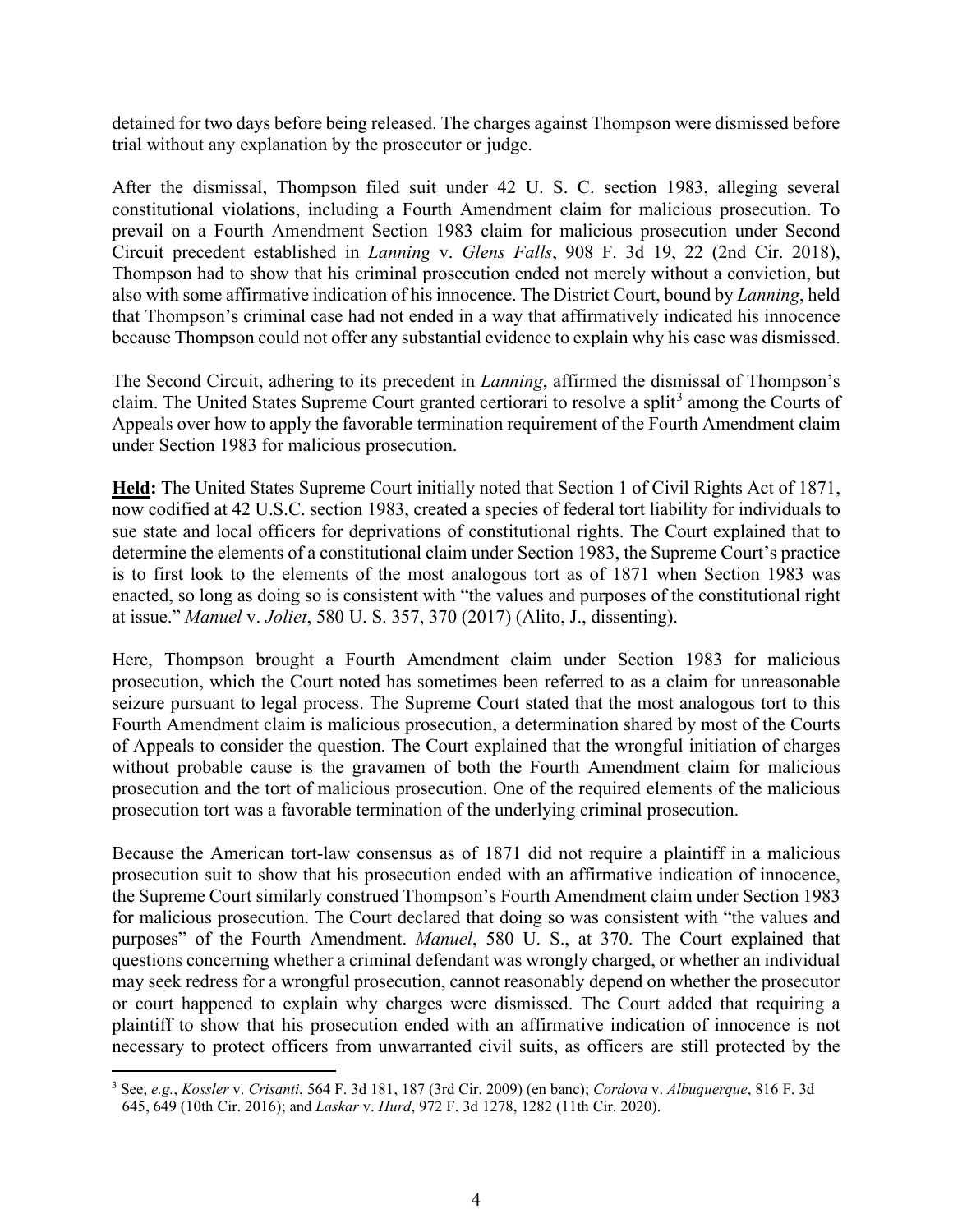detained for two days before being released. The charges against Thompson were dismissed before trial without any explanation by the prosecutor or judge.

After the dismissal, Thompson filed suit under 42 U. S. C. section 1983, alleging several constitutional violations, including a Fourth Amendment claim for malicious prosecution. To prevail on a Fourth Amendment Section 1983 claim for malicious prosecution under Second Circuit precedent established in *Lanning* v. *Glens Falls*, 908 F. 3d 19, 22 (2nd Cir. 2018), Thompson had to show that his criminal prosecution ended not merely without a conviction, but also with some affirmative indication of his innocence. The District Court, bound by *Lanning*, held that Thompson's criminal case had not ended in a way that affirmatively indicated his innocence because Thompson could not offer any substantial evidence to explain why his case was dismissed.

The Second Circuit, adhering to its precedent in *Lanning*, affirmed the dismissal of Thompson's claim. The United States Supreme Court granted certiorari to resolve a split[3] among the Courts of Appeals over how to apply the favorable termination requirement of the Fourth Amendment claim under Section 1983 for malicious prosecution.

**Held:** The United States Supreme Court initially noted that Section 1 of Civil Rights Act of 1871, now codified at 42 U.S.C. section 1983, created a species of federal tort liability for individuals to sue state and local officers for deprivations of constitutional rights. The Court explained that to determine the elements of a constitutional claim under Section 1983, the Supreme Court's practice is to first look to the elements of the most analogous tort as of 1871 when Section 1983 was enacted, so long as doing so is consistent with "the values and purposes of the constitutional right at issue." *Manuel* v. *Joliet*, 580 U. S. 357, 370 (2017) (Alito, J., dissenting).

Here, Thompson brought a Fourth Amendment claim under Section 1983 for malicious prosecution, which the Court noted has sometimes been referred to as a claim for unreasonable seizure pursuant to legal process. The Supreme Court stated that the most analogous tort to this Fourth Amendment claim is malicious prosecution, a determination shared by most of the Courts of Appeals to consider the question. The Court explained that the wrongful initiation of charges without probable cause is the gravamen of both the Fourth Amendment claim for malicious prosecution and the tort of malicious prosecution. One of the required elements of the malicious prosecution tort was a favorable termination of the underlying criminal prosecution.

Because the American tort-law consensus as of 1871 did not require a plaintiff in a malicious prosecution suit to show that his prosecution ended with an affirmative indication of innocence, the Supreme Court similarly construed Thompson's Fourth Amendment claim under Section 1983 for malicious prosecution. The Court declared that doing so was consistent with "the values and purposes" of the Fourth Amendment. *Manuel*, 580 U. S., at 370. The Court explained that questions concerning whether a criminal defendant was wrongly charged, or whether an individual may seek redress for a wrongful prosecution, cannot reasonably depend on whether the prosecutor or court happened to explain why charges were dismissed. The Court added that requiring a plaintiff to show that his prosecution ended with an affirmative indication of innocence is not necessary to protect officers from unwarranted civil suits, as officers are still protected by the

[3] See, *e.g.*, *Kossler* v. *Crisanti*, 564 F. 3d 181, 187 (3rd Cir. 2009) (en banc); *Cordova* v. *Albuquerque*, 816 F. 3d 645, 649 (10th Cir. 2016); and *Laskar* v. *Hurd*, 972 F. 3d 1278, 1282 (11th Cir. 2020).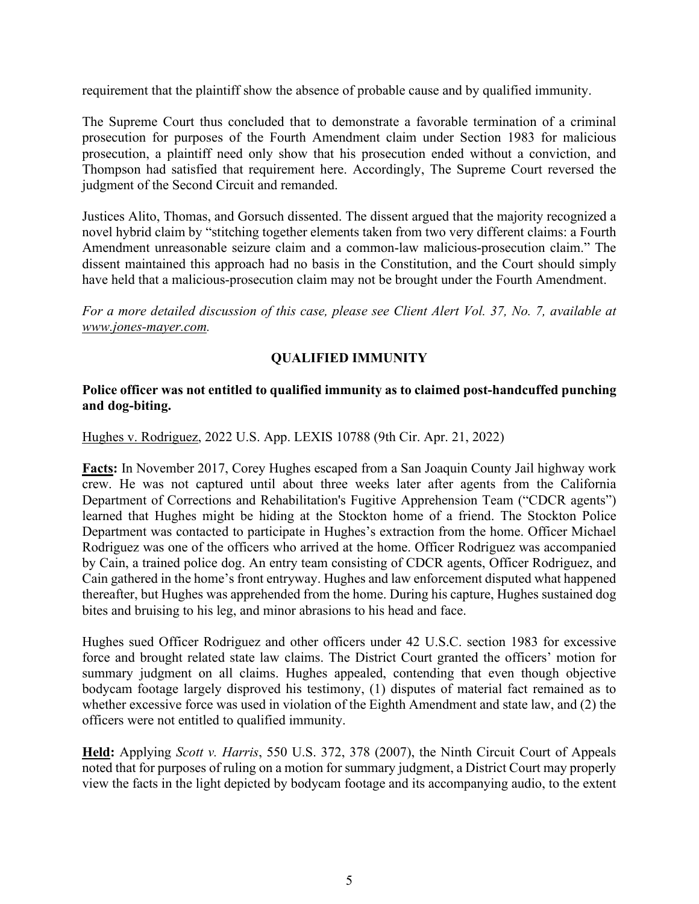requirement that the plaintiff show the absence of probable cause and by qualified immunity.

The Supreme Court thus concluded that to demonstrate a favorable termination of a criminal prosecution for purposes of the Fourth Amendment claim under Section 1983 for malicious prosecution, a plaintiff need only show that his prosecution ended without a conviction, and Thompson had satisfied that requirement here. Accordingly, The Supreme Court reversed the judgment of the Second Circuit and remanded.

Justices Alito, Thomas, and Gorsuch dissented. The dissent argued that the majority recognized a novel hybrid claim by "stitching together elements taken from two very different claims: a Fourth Amendment unreasonable seizure claim and a common-law malicious-prosecution claim." The dissent maintained this approach had no basis in the Constitution, and the Court should simply have held that a malicious-prosecution claim may not be brought under the Fourth Amendment.

*For a more detailed discussion of this case, please see Client Alert Vol. 37, No. 7, available at www.jones-mayer.com.*

## QUALIFIED IMMUNITY

**Police officer was not entitled to qualified immunity as to claimed post-handcuffed punching and dog-biting.**

Hughes v. Rodriguez, 2022 U.S. App. LEXIS 10788 (9th Cir. Apr. 21, 2022)

**Facts:** In November 2017, Corey Hughes escaped from a San Joaquin County Jail highway work crew. He was not captured until about three weeks later after agents from the California Department of Corrections and Rehabilitation's Fugitive Apprehension Team ("CDCR agents") learned that Hughes might be hiding at the Stockton home of a friend. The Stockton Police Department was contacted to participate in Hughes's extraction from the home. Officer Michael Rodriguez was one of the officers who arrived at the home. Officer Rodriguez was accompanied by Cain, a trained police dog. An entry team consisting of CDCR agents, Officer Rodriguez, and Cain gathered in the home's front entryway. Hughes and law enforcement disputed what happened thereafter, but Hughes was apprehended from the home. During his capture, Hughes sustained dog bites and bruising to his leg, and minor abrasions to his head and face.

Hughes sued Officer Rodriguez and other officers under 42 U.S.C. section 1983 for excessive force and brought related state law claims. The District Court granted the officers' motion for summary judgment on all claims. Hughes appealed, contending that even though objective bodycam footage largely disproved his testimony, (1) disputes of material fact remained as to whether excessive force was used in violation of the Eighth Amendment and state law, and (2) the officers were not entitled to qualified immunity.

**Held:** Applying *Scott v. Harris*, 550 U.S. 372, 378 (2007), the Ninth Circuit Court of Appeals noted that for purposes of ruling on a motion for summary judgment, a District Court may properly view the facts in the light depicted by bodycam footage and its accompanying audio, to the extent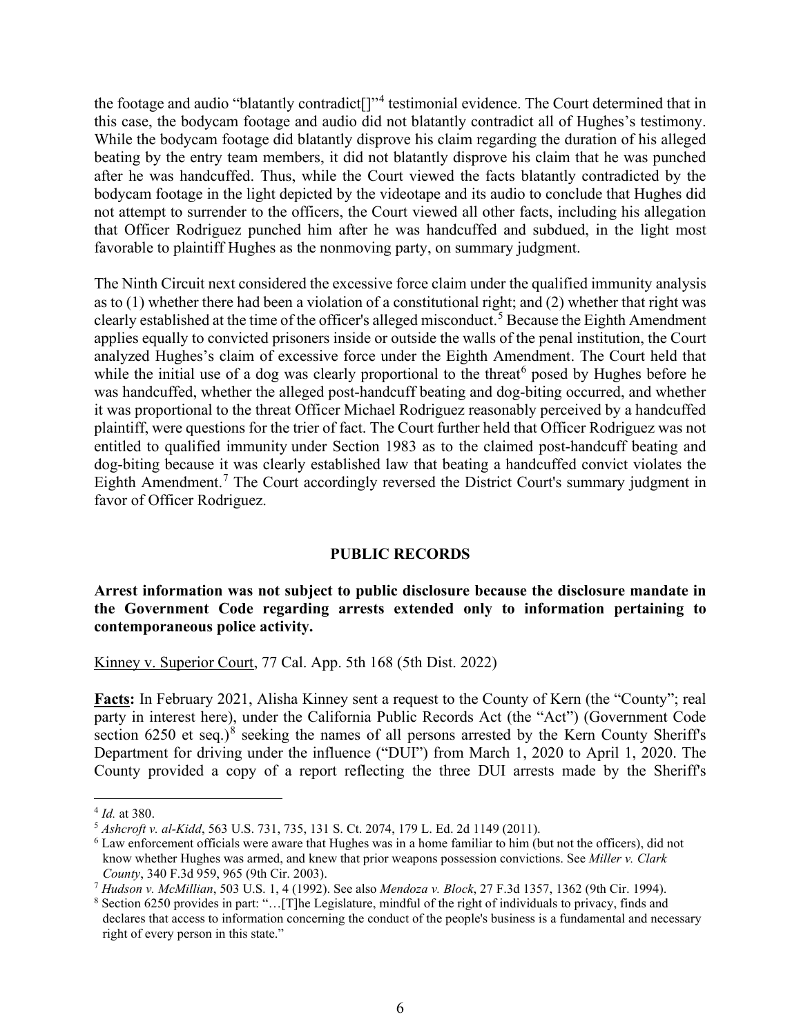the footage and audio "blatantly contradict[]"[4] testimonial evidence. The Court determined that in this case, the bodycam footage and audio did not blatantly contradict all of Hughes's testimony. While the bodycam footage did blatantly disprove his claim regarding the duration of his alleged beating by the entry team members, it did not blatantly disprove his claim that he was punched after he was handcuffed. Thus, while the Court viewed the facts blatantly contradicted by the bodycam footage in the light depicted by the videotape and its audio to conclude that Hughes did not attempt to surrender to the officers, the Court viewed all other facts, including his allegation that Officer Rodriguez punched him after he was handcuffed and subdued, in the light most favorable to plaintiff Hughes as the nonmoving party, on summary judgment.

The Ninth Circuit next considered the excessive force claim under the qualified immunity analysis as to (1) whether there had been a violation of a constitutional right; and (2) whether that right was clearly established at the time of the officer's alleged misconduct.[5] Because the Eighth Amendment applies equally to convicted prisoners inside or outside the walls of the penal institution, the Court analyzed Hughes's claim of excessive force under the Eighth Amendment. The Court held that while the initial use of a dog was clearly proportional to the threat[6] posed by Hughes before he was handcuffed, whether the alleged post-handcuff beating and dog-biting occurred, and whether it was proportional to the threat Officer Michael Rodriguez reasonably perceived by a handcuffed plaintiff, were questions for the trier of fact. The Court further held that Officer Rodriguez was not entitled to qualified immunity under Section 1983 as to the claimed post-handcuff beating and dog-biting because it was clearly established law that beating a handcuffed convict violates the Eighth Amendment.[7] The Court accordingly reversed the District Court's summary judgment in favor of Officer Rodriguez.

## PUBLIC RECORDS

**Arrest information was not subject to public disclosure because the disclosure mandate in the Government Code regarding arrests extended only to information pertaining to contemporaneous police activity.**

Kinney v. Superior Court, 77 Cal. App. 5th 168 (5th Dist. 2022)

**Facts:** In February 2021, Alisha Kinney sent a request to the County of Kern (the "County"; real party in interest here), under the California Public Records Act (the "Act") (Government Code section 6250 et seq.)[8] seeking the names of all persons arrested by the Kern County Sheriff's Department for driving under the influence ("DUI") from March 1, 2020 to April 1, 2020. The County provided a copy of a report reflecting the three DUI arrests made by the Sheriff's

---

[4] *Id.* at 380.

[5] *Ashcroft v. al-Kidd*, 563 U.S. 731, 735, 131 S. Ct. 2074, 179 L. Ed. 2d 1149 (2011).

[6] Law enforcement officials were aware that Hughes was in a home familiar to him (but not the officers), did not know whether Hughes was armed, and knew that prior weapons possession convictions. See *Miller v. Clark County*, 340 F.3d 959, 965 (9th Cir. 2003).

[7] *Hudson v. McMillian*, 503 U.S. 1, 4 (1992). See also *Mendoza v. Block*, 27 F.3d 1357, 1362 (9th Cir. 1994).

[8] Section 6250 provides in part: "…[T]he Legislature, mindful of the right of individuals to privacy, finds and declares that access to information concerning the conduct of the people's business is a fundamental and necessary right of every person in this state."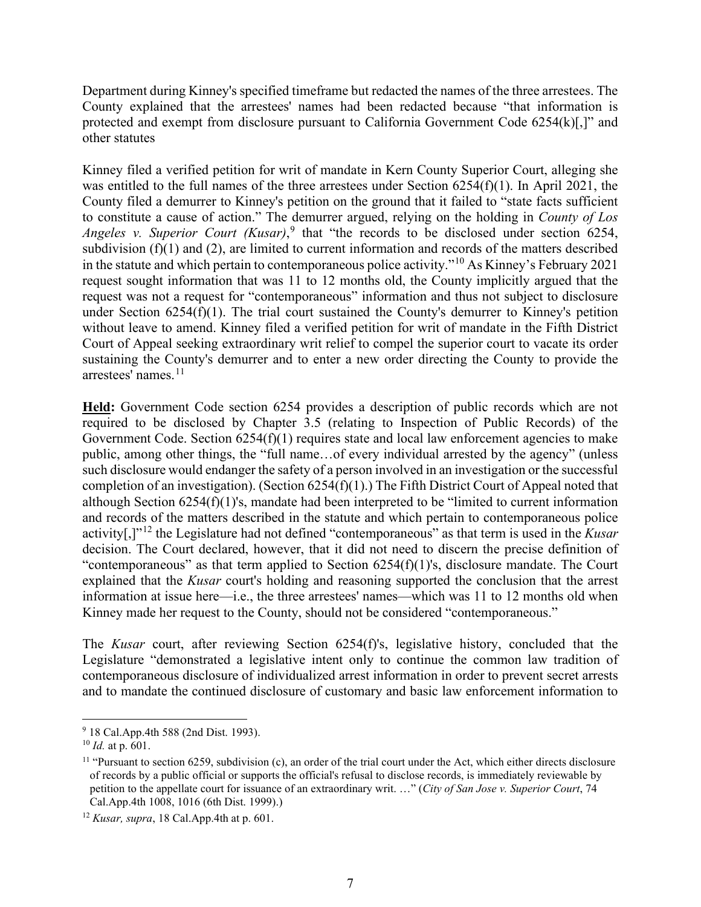Department during Kinney's specified timeframe but redacted the names of the three arrestees. The County explained that the arrestees' names had been redacted because "that information is protected and exempt from disclosure pursuant to California Government Code 6254(k)[,]" and other statutes

Kinney filed a verified petition for writ of mandate in Kern County Superior Court, alleging she was entitled to the full names of the three arrestees under Section 6254(f)(1). In April 2021, the County filed a demurrer to Kinney's petition on the ground that it failed to "state facts sufficient to constitute a cause of action." The demurrer argued, relying on the holding in *County of Los Angeles v. Superior Court (Kusar)*,[9] that "the records to be disclosed under section 6254, subdivision (f)(1) and (2), are limited to current information and records of the matters described in the statute and which pertain to contemporaneous police activity."[10] As Kinney's February 2021 request sought information that was 11 to 12 months old, the County implicitly argued that the request was not a request for "contemporaneous" information and thus not subject to disclosure under Section 6254(f)(1). The trial court sustained the County's demurrer to Kinney's petition without leave to amend. Kinney filed a verified petition for writ of mandate in the Fifth District Court of Appeal seeking extraordinary writ relief to compel the superior court to vacate its order sustaining the County's demurrer and to enter a new order directing the County to provide the arrestees' names.[11]

**Held:** Government Code section 6254 provides a description of public records which are not required to be disclosed by Chapter 3.5 (relating to Inspection of Public Records) of the Government Code. Section 6254(f)(1) requires state and local law enforcement agencies to make public, among other things, the "full name…of every individual arrested by the agency" (unless such disclosure would endanger the safety of a person involved in an investigation or the successful completion of an investigation). (Section 6254(f)(1).) The Fifth District Court of Appeal noted that although Section 6254(f)(1)'s, mandate had been interpreted to be "limited to current information and records of the matters described in the statute and which pertain to contemporaneous police activity[,]"[12] the Legislature had not defined "contemporaneous" as that term is used in the *Kusar* decision. The Court declared, however, that it did not need to discern the precise definition of "contemporaneous" as that term applied to Section 6254(f)(1)'s, disclosure mandate. The Court explained that the *Kusar* court's holding and reasoning supported the conclusion that the arrest information at issue here—i.e., the three arrestees' names—which was 11 to 12 months old when Kinney made her request to the County, should not be considered "contemporaneous."

The *Kusar* court, after reviewing Section 6254(f)'s, legislative history, concluded that the Legislature "demonstrated a legislative intent only to continue the common law tradition of contemporaneous disclosure of individualized arrest information in order to prevent secret arrests and to mandate the continued disclosure of customary and basic law enforcement information to

---

[9] 18 Cal.App.4th 588 (2nd Dist. 1993).

[10] *Id.* at p. 601.

[11] "Pursuant to section 6259, subdivision (c), an order of the trial court under the Act, which either directs disclosure of records by a public official or supports the official's refusal to disclose records, is immediately reviewable by petition to the appellate court for issuance of an extraordinary writ. …" (*City of San Jose v. Superior Court*, 74 Cal.App.4th 1008, 1016 (6th Dist. 1999).)

[12] *Kusar, supra*, 18 Cal.App.4th at p. 601.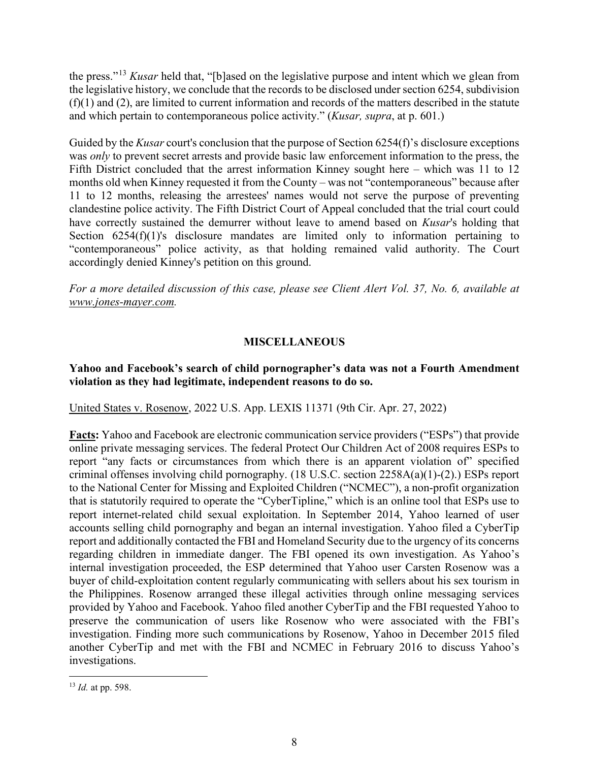the press."[13] *Kusar* held that, "[b]ased on the legislative purpose and intent which we glean from the legislative history, we conclude that the records to be disclosed under section 6254, subdivision (f)(1) and (2), are limited to current information and records of the matters described in the statute and which pertain to contemporaneous police activity." (*Kusar, supra*, at p. 601.)

Guided by the *Kusar* court's conclusion that the purpose of Section 6254(f)'s disclosure exceptions was *only* to prevent secret arrests and provide basic law enforcement information to the press, the Fifth District concluded that the arrest information Kinney sought here – which was 11 to 12 months old when Kinney requested it from the County – was not "contemporaneous" because after 11 to 12 months, releasing the arrestees' names would not serve the purpose of preventing clandestine police activity. The Fifth District Court of Appeal concluded that the trial court could have correctly sustained the demurrer without leave to amend based on *Kusar*'s holding that Section 6254(f)(1)'s disclosure mandates are limited only to information pertaining to "contemporaneous" police activity, as that holding remained valid authority. The Court accordingly denied Kinney's petition on this ground.

*For a more detailed discussion of this case, please see Client Alert Vol. 37, No. 6, available at www.jones-mayer.com.*

## MISCELLANEOUS

**Yahoo and Facebook's search of child pornographer's data was not a Fourth Amendment violation as they had legitimate, independent reasons to do so.**

United States v. Rosenow, 2022 U.S. App. LEXIS 11371 (9th Cir. Apr. 27, 2022)

**Facts:** Yahoo and Facebook are electronic communication service providers ("ESPs") that provide online private messaging services. The federal Protect Our Children Act of 2008 requires ESPs to report "any facts or circumstances from which there is an apparent violation of" specified criminal offenses involving child pornography. (18 U.S.C. section 2258A(a)(1)-(2).) ESPs report to the National Center for Missing and Exploited Children ("NCMEC"), a non-profit organization that is statutorily required to operate the "CyberTipline," which is an online tool that ESPs use to report internet-related child sexual exploitation. In September 2014, Yahoo learned of user accounts selling child pornography and began an internal investigation. Yahoo filed a CyberTip report and additionally contacted the FBI and Homeland Security due to the urgency of its concerns regarding children in immediate danger. The FBI opened its own investigation. As Yahoo's internal investigation proceeded, the ESP determined that Yahoo user Carsten Rosenow was a buyer of child-exploitation content regularly communicating with sellers about his sex tourism in the Philippines. Rosenow arranged these illegal activities through online messaging services provided by Yahoo and Facebook. Yahoo filed another CyberTip and the FBI requested Yahoo to preserve the communication of users like Rosenow who were associated with the FBI's investigation. Finding more such communications by Rosenow, Yahoo in December 2015 filed another CyberTip and met with the FBI and NCMEC in February 2016 to discuss Yahoo's investigations.

---

[13] *Id.* at pp. 598.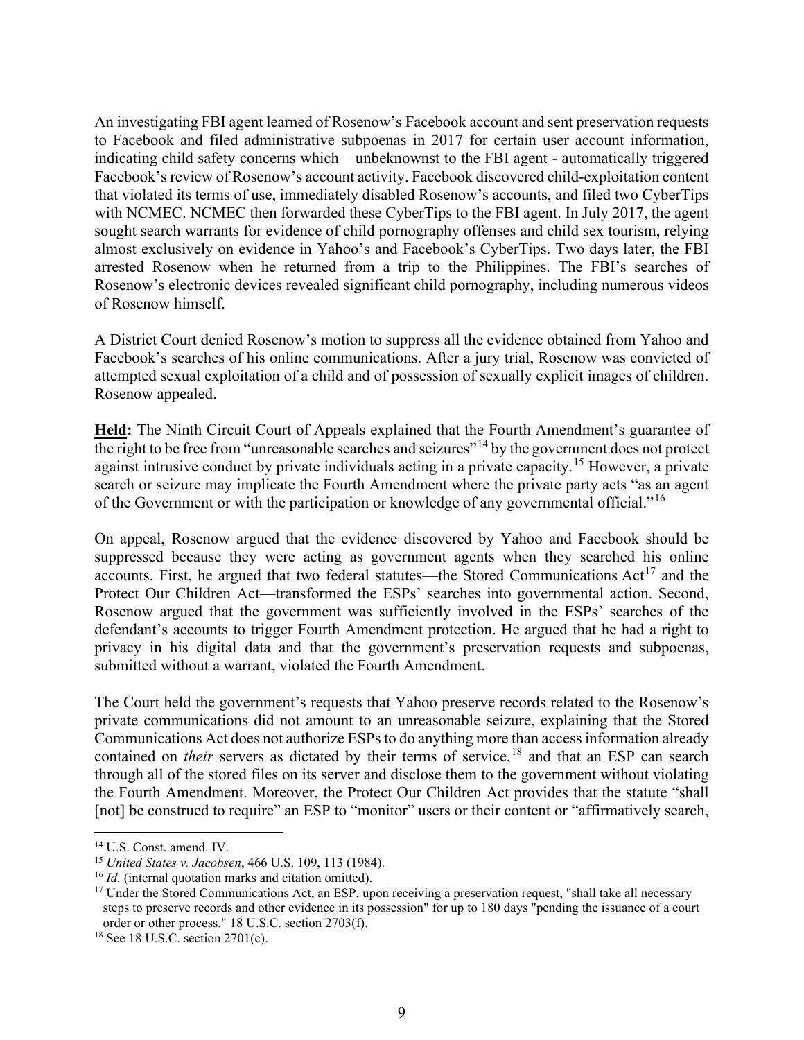An investigating FBI agent learned of Rosenow's Facebook account and sent preservation requests to Facebook and filed administrative subpoenas in 2017 for certain user account information, indicating child safety concerns which – unbeknownst to the FBI agent - automatically triggered Facebook's review of Rosenow's account activity. Facebook discovered child-exploitation content that violated its terms of use, immediately disabled Rosenow's accounts, and filed two CyberTips with NCMEC. NCMEC then forwarded these CyberTips to the FBI agent. In July 2017, the agent sought search warrants for evidence of child pornography offenses and child sex tourism, relying almost exclusively on evidence in Yahoo's and Facebook's CyberTips. Two days later, the FBI arrested Rosenow when he returned from a trip to the Philippines. The FBI's searches of Rosenow's electronic devices revealed significant child pornography, including numerous videos of Rosenow himself.

A District Court denied Rosenow's motion to suppress all the evidence obtained from Yahoo and Facebook's searches of his online communications. After a jury trial, Rosenow was convicted of attempted sexual exploitation of a child and of possession of sexually explicit images of children. Rosenow appealed.

<u>**Held**</u>**:** The Ninth Circuit Court of Appeals explained that the Fourth Amendment's guarantee of the right to be free from "unreasonable searches and seizures"[14] by the government does not protect against intrusive conduct by private individuals acting in a private capacity.[15] However, a private search or seizure may implicate the Fourth Amendment where the private party acts "as an agent of the Government or with the participation or knowledge of any governmental official."[16]

On appeal, Rosenow argued that the evidence discovered by Yahoo and Facebook should be suppressed because they were acting as government agents when they searched his online accounts. First, he argued that two federal statutes—the Stored Communications Act[17] and the Protect Our Children Act—transformed the ESPs' searches into governmental action. Second, Rosenow argued that the government was sufficiently involved in the ESPs' searches of the defendant's accounts to trigger Fourth Amendment protection. He argued that he had a right to privacy in his digital data and that the government's preservation requests and subpoenas, submitted without a warrant, violated the Fourth Amendment.

The Court held the government's requests that Yahoo preserve records related to the Rosenow's private communications did not amount to an unreasonable seizure, explaining that the Stored Communications Act does not authorize ESPs to do anything more than access information already contained on *their* servers as dictated by their terms of service,[18] and that an ESP can search through all of the stored files on its server and disclose them to the government without violating the Fourth Amendment. Moreover, the Protect Our Children Act provides that the statute "shall [not] be construed to require" an ESP to "monitor" users or their content or "affirmatively search,

---

[14] U.S. Const. amend. IV.

[15] *United States v. Jacobsen*, 466 U.S. 109, 113 (1984).

[16] *Id.* (internal quotation marks and citation omitted).

[17] Under the Stored Communications Act, an ESP, upon receiving a preservation request, "shall take all necessary steps to preserve records and other evidence in its possession" for up to 180 days "pending the issuance of a court order or other process." 18 U.S.C. section 2703(f).

[18] See 18 U.S.C. section 2701(c).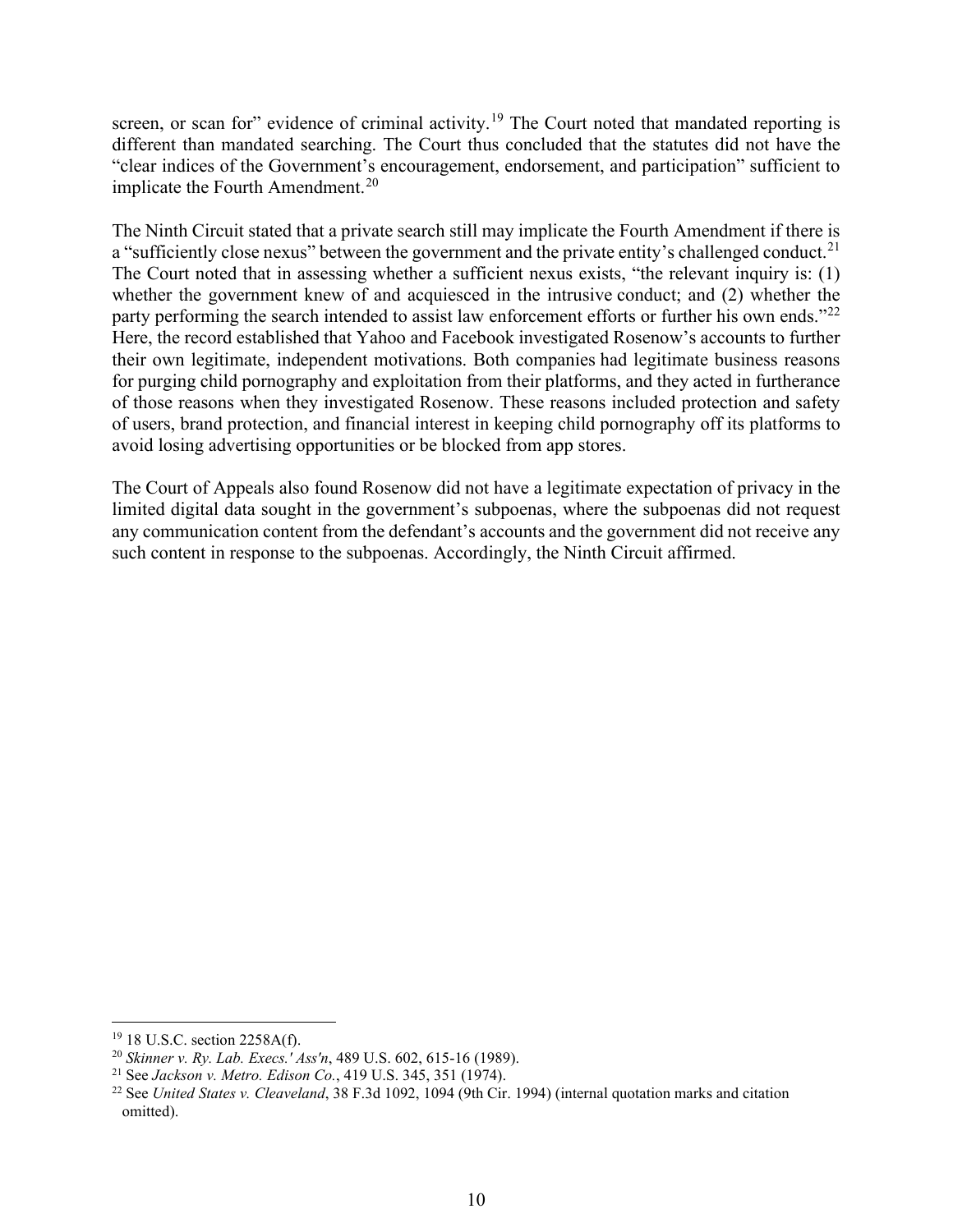screen, or scan for" evidence of criminal activity.[19] The Court noted that mandated reporting is different than mandated searching. The Court thus concluded that the statutes did not have the "clear indices of the Government's encouragement, endorsement, and participation" sufficient to implicate the Fourth Amendment.[20]

The Ninth Circuit stated that a private search still may implicate the Fourth Amendment if there is a "sufficiently close nexus" between the government and the private entity's challenged conduct.[21] The Court noted that in assessing whether a sufficient nexus exists, "the relevant inquiry is: (1) whether the government knew of and acquiesced in the intrusive conduct; and (2) whether the party performing the search intended to assist law enforcement efforts or further his own ends."[22] Here, the record established that Yahoo and Facebook investigated Rosenow's accounts to further their own legitimate, independent motivations. Both companies had legitimate business reasons for purging child pornography and exploitation from their platforms, and they acted in furtherance of those reasons when they investigated Rosenow. These reasons included protection and safety of users, brand protection, and financial interest in keeping child pornography off its platforms to avoid losing advertising opportunities or be blocked from app stores.

The Court of Appeals also found Rosenow did not have a legitimate expectation of privacy in the limited digital data sought in the government's subpoenas, where the subpoenas did not request any communication content from the defendant's accounts and the government did not receive any such content in response to the subpoenas. Accordingly, the Ninth Circuit affirmed.

---

[19] 18 U.S.C. section 2258A(f).

[20] *Skinner v. Ry. Lab. Execs.' Ass'n*, 489 U.S. 602, 615-16 (1989).

[21] See *Jackson v. Metro. Edison Co.*, 419 U.S. 345, 351 (1974).

[22] See *United States v. Cleaveland*, 38 F.3d 1092, 1094 (9th Cir. 1994) (internal quotation marks and citation omitted).